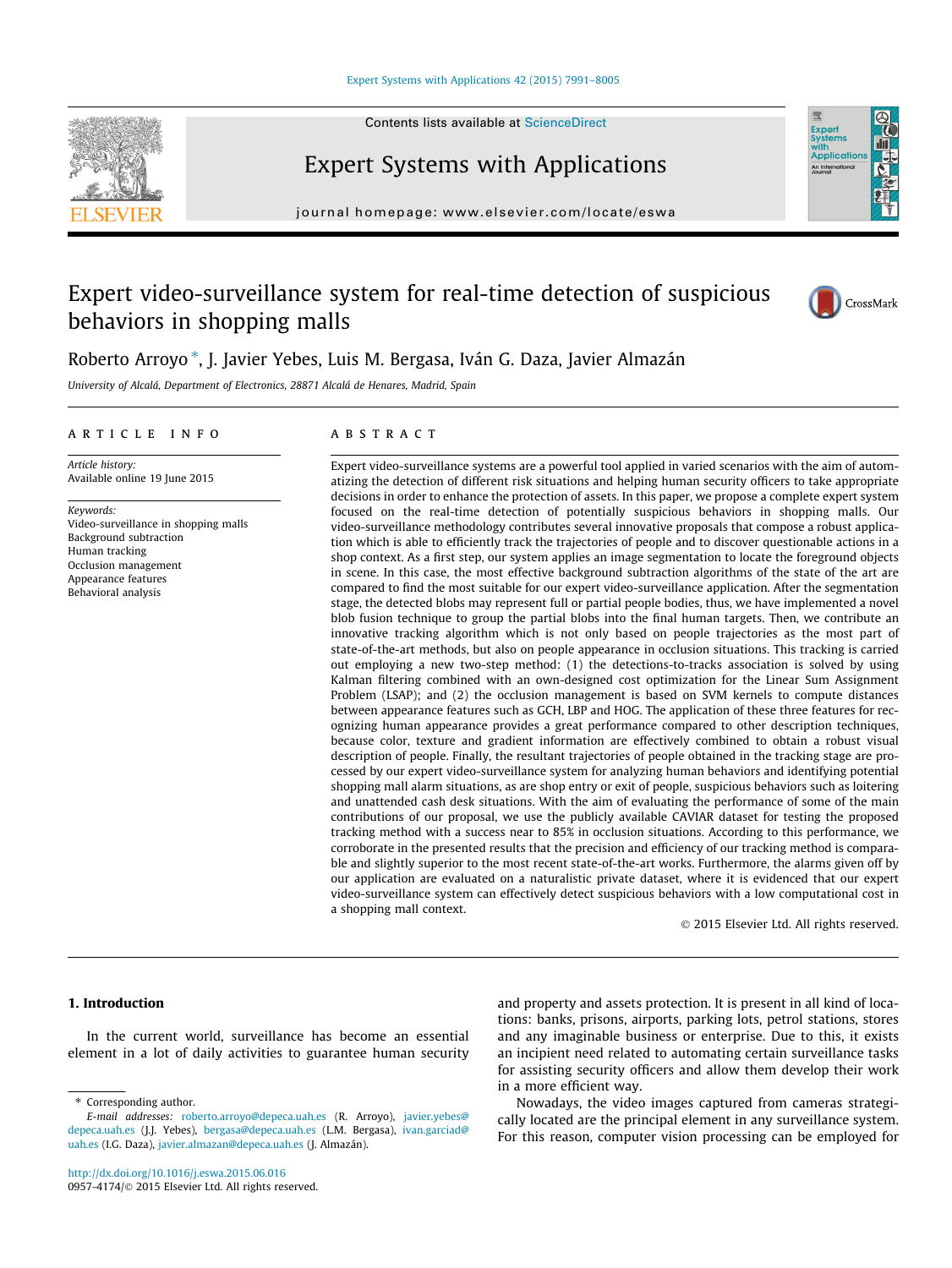# Expert video-surveillance system for real-time detection of suspicious behaviors in shopping malls

Roberto Arroyo *, J. Javier Yebes, Luis M. Bergasa, Iván G. Daza, Javier Almazán

*University of Alcalá, Department of Electronics, 28871 Alcalá de Henares, Madrid, Spain*

## ARTICLE INFO

*Article history:*
Available online 19 June 2015

*Keywords:*
Video-surveillance in shopping malls
Background subtraction
Human tracking
Occlusion management
Appearance features
Behavioral analysis

## ABSTRACT

Expert video-surveillance systems are a powerful tool applied in varied scenarios with the aim of automatizing the detection of different risk situations and helping human security officers to take appropriate decisions in order to enhance the protection of assets. In this paper, we propose a complete expert system focused on the real-time detection of potentially suspicious behaviors in shopping malls. Our video-surveillance methodology contributes several innovative proposals that compose a robust application which is able to efficiently track the trajectories of people and to discover questionable actions in a shop context. As a first step, our system applies an image segmentation to locate the foreground objects in scene. In this case, the most effective background subtraction algorithms of the state of the art are compared to find the most suitable for our expert video-surveillance application. After the segmentation stage, the detected blobs may represent full or partial people bodies, thus, we have implemented a novel blob fusion technique to group the partial blobs into the final human targets. Then, we contribute an innovative tracking algorithm which is not only based on people trajectories as the most part of state-of-the-art methods, but also on people appearance in occlusion situations. This tracking is carried out employing a new two-step method: (1) the detections-to-tracks association is solved by using Kalman filtering combined with an own-designed cost optimization for the Linear Sum Assignment Problem (LSAP); and (2) the occlusion management is based on SVM kernels to compute distances between appearance features such as GCH, LBP and HOG. The application of these three features for recognizing human appearance provides a great performance compared to other description techniques, because color, texture and gradient information are effectively combined to obtain a robust visual description of people. Finally, the resultant trajectories of people obtained in the tracking stage are processed by our expert video-surveillance system for analyzing human behaviors and identifying potential shopping mall alarm situations, as are shop entry or exit of people, suspicious behaviors such as loitering and unattended cash desk situations. With the aim of evaluating the performance of some of the main contributions of our proposal, we use the publicly available CAVIAR dataset for testing the proposed tracking method with a success near to 85% in occlusion situations. According to this performance, we corroborate in the presented results that the precision and efficiency of our tracking method is comparable and slightly superior to the most recent state-of-the-art works. Furthermore, the alarms given off by our application are evaluated on a naturalistic private dataset, where it is evidenced that our expert video-surveillance system can effectively detect suspicious behaviors with a low computational cost in a shopping mall context.

© 2015 Elsevier Ltd. All rights reserved.

## 1. Introduction

In the current world, surveillance has become an essential element in a lot of daily activities to guarantee human security and property and assets protection. It is present in all kind of locations: banks, prisons, airports, parking lots, petrol stations, stores and any imaginable business or enterprise. Due to this, it exists an incipient need related to automating certain surveillance tasks for assisting security officers and allow them develop their work in a more efficient way.

Nowadays, the video images captured from cameras strategically located are the principal element in any surveillance system. For this reason, computer vision processing can be employed for

* Corresponding author.
*E-mail addresses:* roberto.arroyo@depeca.uah.es (R. Arroyo), javier.yebes@depeca.uah.es (J.J. Yebes), bergasa@depeca.uah.es (L.M. Bergasa), ivan.garciad@uah.es (I.G. Daza), javier.almazan@depeca.uah.es (J. Almazán).

http://dx.doi.org/10.1016/j.eswa.2015.06.016
0957-4174/© 2015 Elsevier Ltd. All rights reserved.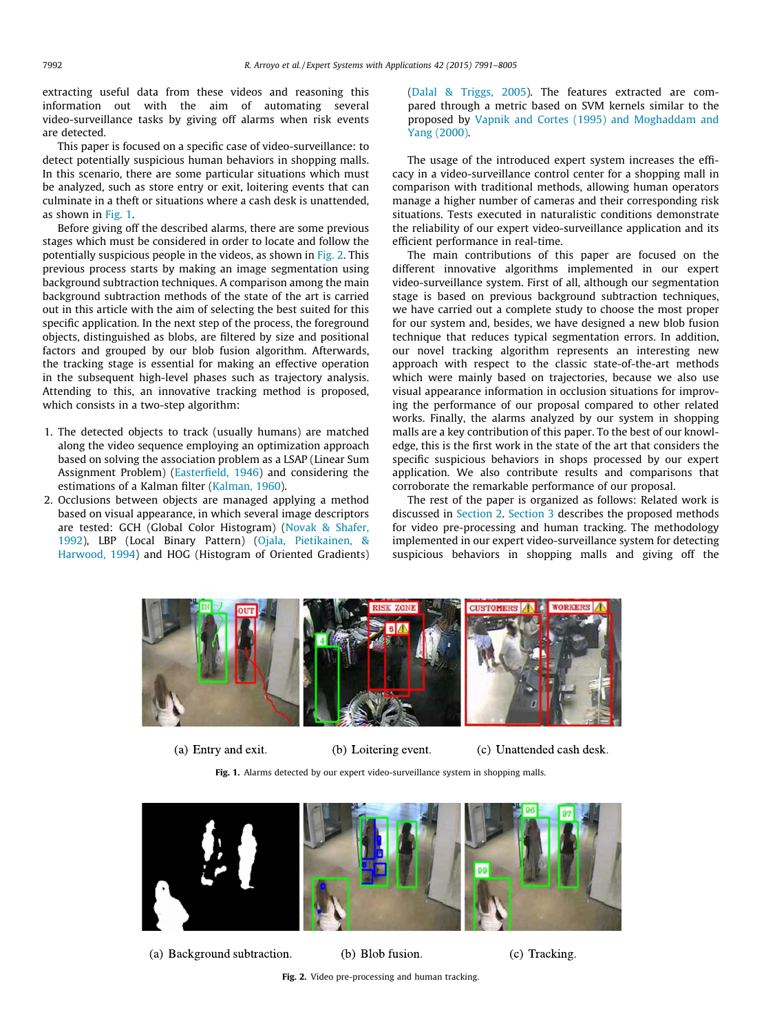extracting useful data from these videos and reasoning this information out with the aim of automating several video-surveillance tasks by giving off alarms when risk events are detected.

This paper is focused on a specific case of video-surveillance: to detect potentially suspicious human behaviors in shopping malls. In this scenario, there are some particular situations which must be analyzed, such as store entry or exit, loitering events that can culminate in a theft or situations where a cash desk is unattended, as shown in Fig. 1.

Before giving off the described alarms, there are some previous stages which must be considered in order to locate and follow the potentially suspicious people in the videos, as shown in Fig. 2. This previous process starts by making an image segmentation using background subtraction techniques. A comparison among the main background subtraction methods of the state of the art is carried out in this article with the aim of selecting the best suited for this specific application. In the next step of the process, the foreground objects, distinguished as blobs, are filtered by size and positional factors and grouped by our blob fusion algorithm. Afterwards, the tracking stage is essential for making an effective operation in the subsequent high-level phases such as trajectory analysis. Attending to this, an innovative tracking method is proposed, which consists in a two-step algorithm:

1. The detected objects to track (usually humans) are matched along the video sequence employing an optimization approach based on solving the association problem as a LSAP (Linear Sum Assignment Problem) (Easterfield, 1946) and considering the estimations of a Kalman filter (Kalman, 1960).
2. Occlusions between objects are managed applying a method based on visual appearance, in which several image descriptors are tested: GCH (Global Color Histogram) (Novak & Shafer, 1992), LBP (Local Binary Pattern) (Ojala, Pietikainen, & Harwood, 1994) and HOG (Histogram of Oriented Gradients) (Dalal & Triggs, 2005). The features extracted are compared through a metric based on SVM kernels similar to the proposed by Vapnik and Cortes (1995) and Moghaddam and Yang (2000).

The usage of the introduced expert system increases the efficacy in a video-surveillance control center for a shopping mall in comparison with traditional methods, allowing human operators manage a higher number of cameras and their corresponding risk situations. Tests executed in naturalistic conditions demonstrate the reliability of our expert video-surveillance application and its efficient performance in real-time.

The main contributions of this paper are focused on the different innovative algorithms implemented in our expert video-surveillance system. First of all, although our segmentation stage is based on previous background subtraction techniques, we have carried out a complete study to choose the most proper for our system and, besides, we have designed a new blob fusion technique that reduces typical segmentation errors. In addition, our novel tracking algorithm represents an interesting new approach with respect to the classic state-of-the-art methods which were mainly based on trajectories, because we also use visual appearance information in occlusion situations for improving the performance of our proposal compared to other related works. Finally, the alarms analyzed by our system in shopping malls are a key contribution of this paper. To the best of our knowledge, this is the first work in the state of the art that considers the specific suspicious behaviors in shops processed by our expert application. We also contribute results and comparisons that corroborate the remarkable performance of our proposal.

The rest of the paper is organized as follows: Related work is discussed in Section 2. Section 3 describes the proposed methods for video pre-processing and human tracking. The methodology implemented in our expert video-surveillance system for detecting suspicious behaviors in shopping malls and giving off the

(a) Entry and exit. (b) Loitering event. (c) Unattended cash desk.

**Fig. 1.** Alarms detected by our expert video-surveillance system in shopping malls.

(a) Background subtraction. (b) Blob fusion. (c) Tracking.

**Fig. 2.** Video pre-processing and human tracking.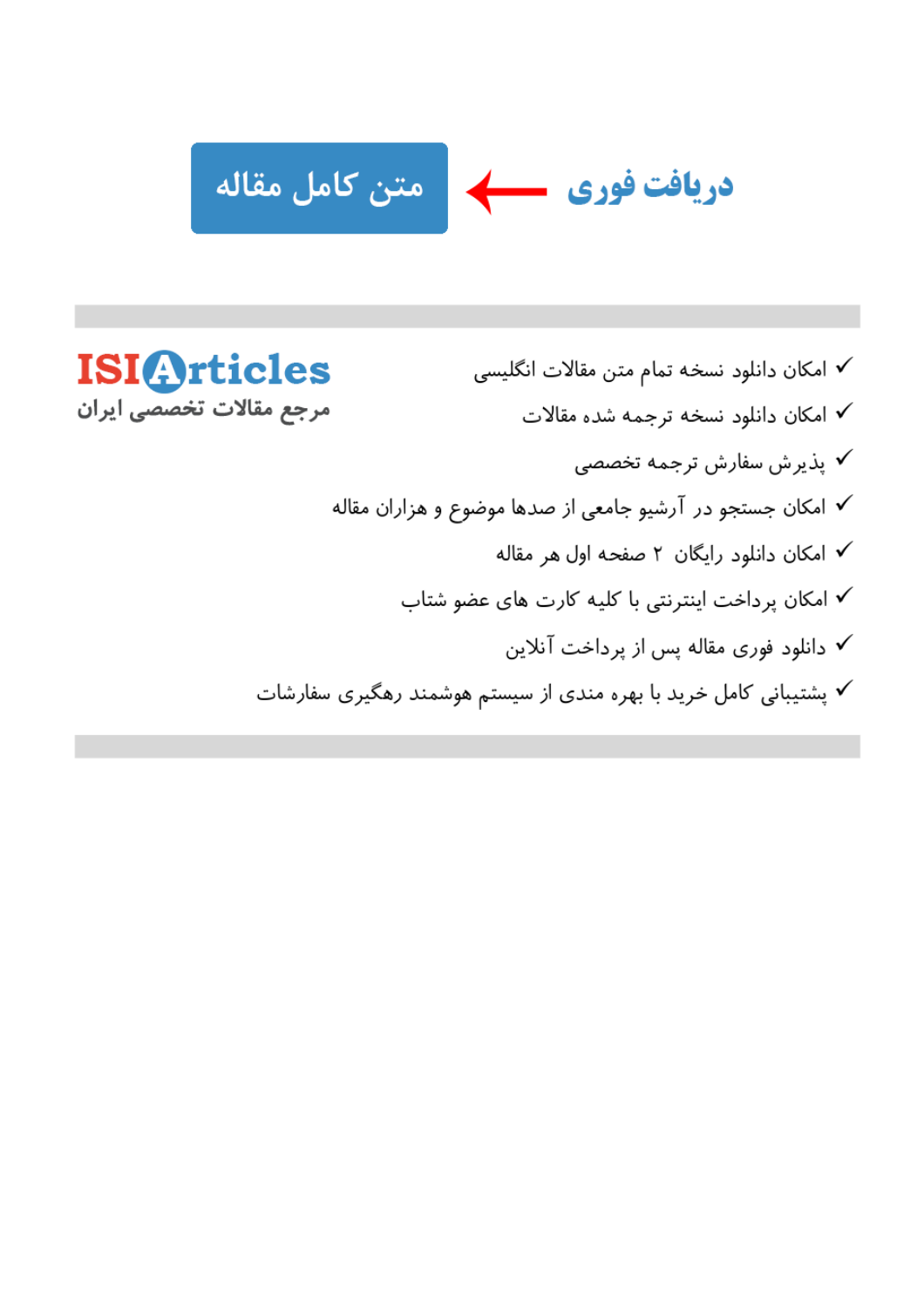دریافت فوری ← **متن کامل مقاله**

**ISIArticles**
مرجع مقالات تخصصی ایران

- ✓ امکان دانلود نسخه تمام متن مقالات انگلیسی
- ✓ امکان دانلود نسخه ترجمه شده مقالات
- ✓ پذیرش سفارش ترجمه تخصصی
- ✓ امکان جستجو در آرشیو جامعی از صدها موضوع و هزاران مقاله
- ✓ امکان دانلود رایگان ۲ صفحه اول هر مقاله
- ✓ امکان پرداخت اینترنتی با کلیه کارت های عضو شتاب
- ✓ دانلود فوری مقاله پس از پرداخت آنلاین
- ✓ پشتیبانی کامل خرید با بهره مندی از سیستم هوشمند رهگیری سفارشات